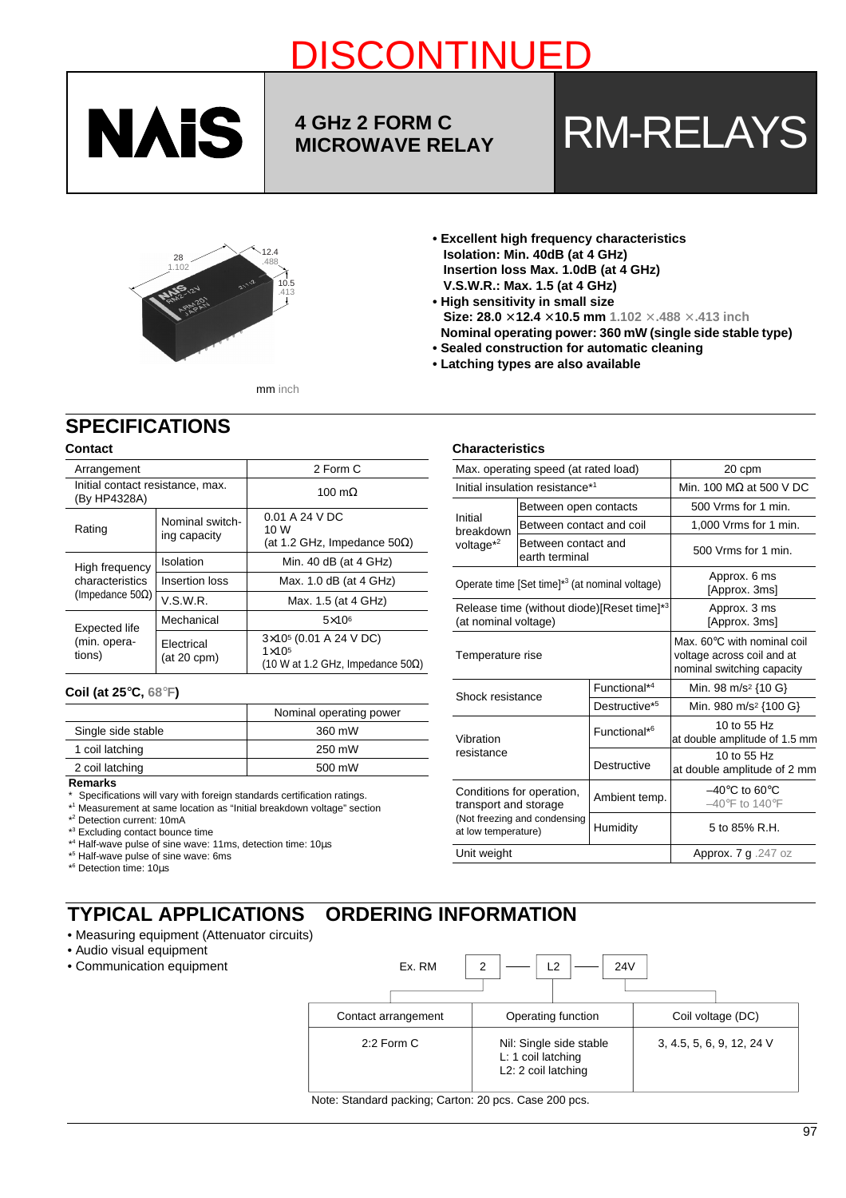# DISCONTINUED

**NAiS**

## 4 GHz 2 FORM C MICROWAVE RELAY

# RM-RELAYS

28 1.102 — 12.4 .488 — 10.5 .413

mm inch

- **Excellent high frequency characteristics**
  **Isolation: Min. 40dB (at 4 GHz)**
  **Insertion loss Max. 1.0dB (at 4 GHz)**
  **V.S.W.R.: Max. 1.5 (at 4 GHz)**
- **High sensitivity in small size**
  **Size: 28.0 ×12.4 ×10.5 mm** 1.102 ×.488 ×.413 inch
  **Nominal operating power: 360 mW (single side stable type)**
- **Sealed construction for automatic cleaning**
- **Latching types are also available**

## SPECIFICATIONS

### Contact

| Arrangement | | 2 Form C |
|---|---|---|
| Initial contact resistance, max. (By HP4328A) | | 100 mΩ |
| Rating | Nominal switching capacity | 0.01 A 24 V DC<br>10 W<br>(at 1.2 GHz, Impedance 50Ω) |
| High frequency characteristics (Impedance 50Ω) | Isolation | Min. 40 dB (at 4 GHz) |
| | Insertion loss | Max. 1.0 dB (at 4 GHz) |
| | V.S.W.R. | Max. 1.5 (at 4 GHz) |
| Expected life (min. operations) | Mechanical | $5 \times 10^6$ |
| | Electrical (at 20 cpm) | $3 \times 10^5$ (0.01 A 24 V DC)<br>$1 \times 10^5$<br>(10 W at 1.2 GHz, Impedance 50Ω) |

### Coil (at 25°C, 68°F)

| | Nominal operating power |
|---|---|
| Single side stable | 360 mW |
| 1 coil latching | 250 mW |
| 2 coil latching | 500 mW |

**Remarks**

\* Specifications will vary with foreign standards certification ratings.
*1 Measurement at same location as "Initial breakdown voltage" section
*2 Detection current: 10mA
*3 Excluding contact bounce time
*4 Half-wave pulse of sine wave: 11ms, detection time: 10µs
*5 Half-wave pulse of sine wave: 6ms
*6 Detection time: 10µs

### Characteristics

| Max. operating speed (at rated load) | | 20 cpm |
|---|---|---|
| Initial insulation resistance*1 | | Min. 100 MΩ at 500 V DC |
| Initial breakdown voltage*2 | Between open contacts | 500 Vrms for 1 min. |
| | Between contact and coil | 1,000 Vrms for 1 min. |
| | Between contact and earth terminal | 500 Vrms for 1 min. |
| Operate time [Set time]*3 (at nominal voltage) | | Approx. 6 ms [Approx. 3ms] |
| Release time (without diode)[Reset time]*3 (at nominal voltage) | | Approx. 3 ms [Approx. 3ms] |
| Temperature rise | | Max. 60°C with nominal coil voltage across coil and at nominal switching capacity |
| Shock resistance | Functional*4 | Min. 98 m/s² {10 G} |
| | Destructive*5 | Min. 980 m/s² {100 G} |
| Vibration resistance | Functional*6 | 10 to 55 Hz at double amplitude of 1.5 mm |
| | Destructive | 10 to 55 Hz at double amplitude of 2 mm |
| Conditions for operation, transport and storage (Not freezing and condensing at low temperature) | Ambient temp. | –40°C to 60°C<br>–40°F to 140°F |
| | Humidity | 5 to 85% R.H. |
| Unit weight | | Approx. 7 g .247 oz |

## TYPICAL APPLICATIONS

- Measuring equipment (Attenuator circuits)
- Audio visual equipment
- Communication equipment

## ORDERING INFORMATION

Ex. RM | 2 | — | L2 | — | 24V

| Contact arrangement | Operating function | Coil voltage (DC) |
|---|---|---|
| 2:2 Form C | Nil: Single side stable<br>L: 1 coil latching<br>L2: 2 coil latching | 3, 4.5, 5, 6, 9, 12, 24 V |

Note: Standard packing; Carton: 20 pcs. Case 200 pcs.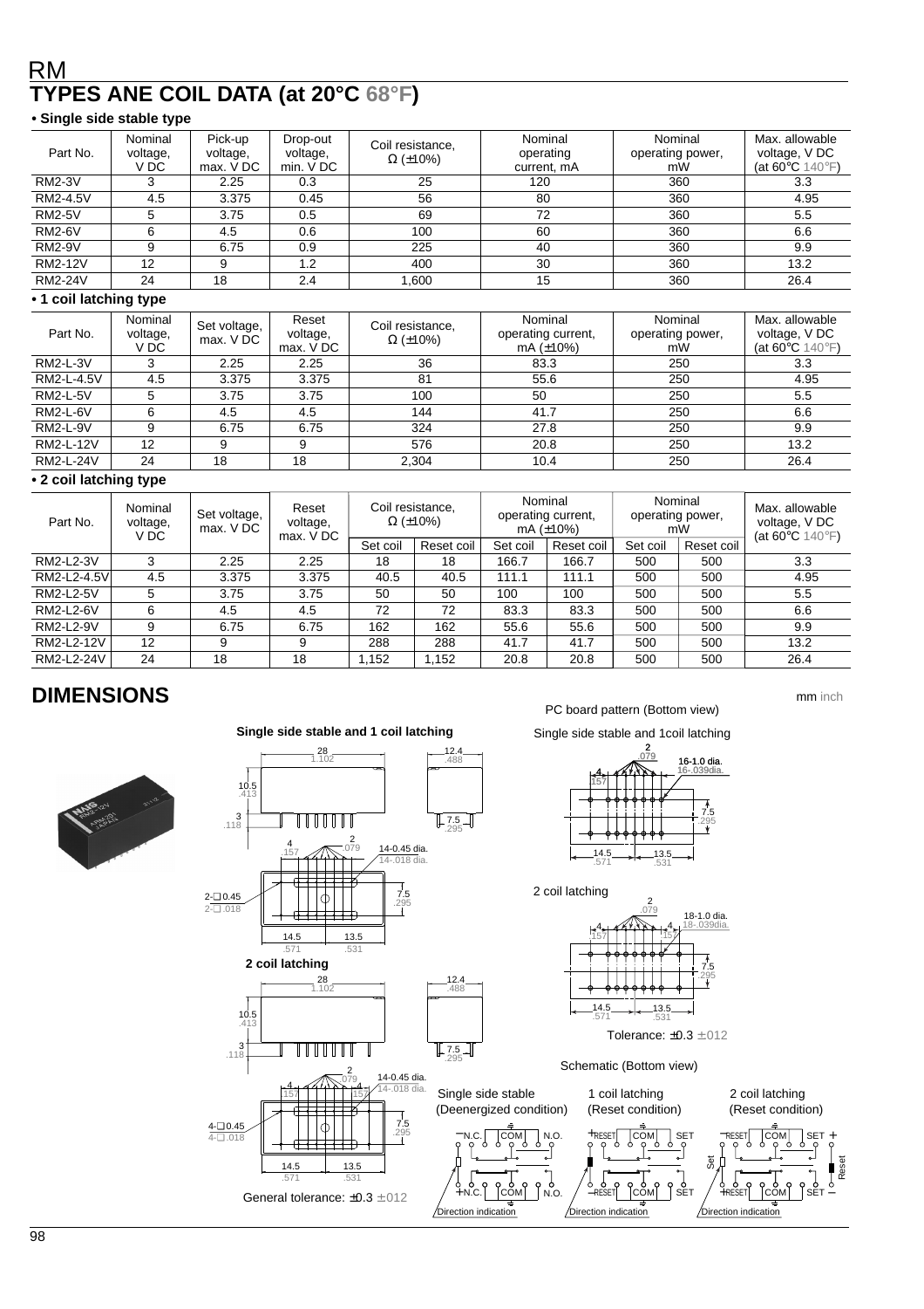# TYPES ANE COIL DATA (at 20°C 68°F)

**• Single side stable type**

| Part No. | Nominal voltage, V DC | Pick-up voltage, max. V DC | Drop-out voltage, min. V DC | Coil resistance, Ω (±10%) | Nominal operating current, mA | Nominal operating power, mW | Max. allowable voltage, V DC (at 60°C 140°F) |
|---|---|---|---|---|---|---|---|
| RM2-3V | 3 | 2.25 | 0.3 | 25 | 120 | 360 | 3.3 |
| RM2-4.5V | 4.5 | 3.375 | 0.45 | 56 | 80 | 360 | 4.95 |
| RM2-5V | 5 | 3.75 | 0.5 | 69 | 72 | 360 | 5.5 |
| RM2-6V | 6 | 4.5 | 0.6 | 100 | 60 | 360 | 6.6 |
| RM2-9V | 9 | 6.75 | 0.9 | 225 | 40 | 360 | 9.9 |
| RM2-12V | 12 | 9 | 1.2 | 400 | 30 | 360 | 13.2 |
| RM2-24V | 24 | 18 | 2.4 | 1,600 | 15 | 360 | 26.4 |

**• 1 coil latching type**

| Part No. | Nominal voltage, V DC | Set voltage, max. V DC | Reset voltage, max. V DC | Coil resistance, Ω (±10%) | Nominal operating current, mA (±10%) | Nominal operating power, mW | Max. allowable voltage, V DC (at 60°C 140°F) |
|---|---|---|---|---|---|---|---|
| RM2-L-3V | 3 | 2.25 | 2.25 | 36 | 83.3 | 250 | 3.3 |
| RM2-L-4.5V | 4.5 | 3.375 | 3.375 | 81 | 55.6 | 250 | 4.95 |
| RM2-L-5V | 5 | 3.75 | 3.75 | 100 | 50 | 250 | 5.5 |
| RM2-L-6V | 6 | 4.5 | 4.5 | 144 | 41.7 | 250 | 6.6 |
| RM2-L-9V | 9 | 6.75 | 6.75 | 324 | 27.8 | 250 | 9.9 |
| RM2-L-12V | 12 | 9 | 9 | 576 | 20.8 | 250 | 13.2 |
| RM2-L-24V | 24 | 18 | 18 | 2,304 | 10.4 | 250 | 26.4 |

**• 2 coil latching type**

| Part No. | Nominal voltage, V DC | Set voltage, max. V DC | Reset voltage, max. V DC | Coil resistance, Ω (±10%) | | Nominal operating current, mA (±10%) | | Nominal operating power, mW | | Max. allowable voltage, V DC (at 60°C 140°F) |
|---|---|---|---|---|---|---|---|---|---|---|
| | | | | Set coil | Reset coil | Set coil | Reset coil | Set coil | Reset coil | |
| RM2-L2-3V | 3 | 2.25 | 2.25 | 18 | 18 | 166.7 | 166.7 | 500 | 500 | 3.3 |
| RM2-L2-4.5V | 4.5 | 3.375 | 3.375 | 40.5 | 40.5 | 111.1 | 111.1 | 500 | 500 | 4.95 |
| RM2-L2-5V | 5 | 3.75 | 3.75 | 50 | 50 | 100 | 100 | 500 | 500 | 5.5 |
| RM2-L2-6V | 6 | 4.5 | 4.5 | 72 | 72 | 83.3 | 83.3 | 500 | 500 | 6.6 |
| RM2-L2-9V | 9 | 6.75 | 6.75 | 162 | 162 | 55.6 | 55.6 | 500 | 500 | 9.9 |
| RM2-L2-12V | 12 | 9 | 9 | 288 | 288 | 41.7 | 41.7 | 500 | 500 | 13.2 |
| RM2-L2-24V | 24 | 18 | 18 | 1,152 | 1,152 | 20.8 | 20.8 | 500 | 500 | 26.4 |

# DIMENSIONS

mm inch

**Single side stable and 1 coil latching**

28 1.102; 12.4 .488; 10.5 .413; 3 .118; 7.5 .295; 4 .157; 2 .079; 14-0.45 dia. 14-.018 dia.; 2-□0.45 2-□.018; 7.5 .295; 14.5 .571; 13.5 .531

**2 coil latching**

28 1.102; 12.4 .488; 10.5 .413; 3 .118; 7.5 .295; 2 .079; 4 .157; 4 .157; 14-0.45 dia. 14-.018 dia.; 4-□0.45 4-□.018; 7.5 .295; 14.5 .571; 13.5 .531

General tolerance: ±0.3 ±.012

PC board pattern (Bottom view)

Single side stable and 1coil latching

2 .079; 16-1.0 dia. 16-.039dia.; 4 .157; 7.5 .295; 14.5 .571; 13.5 .531

2 coil latching

2 .079; 18-1.0 dia. 18-.039dia.; 4 .157; 4 .157; 7.5 .295; 14.5 .571; 13.5 .531

Tolerance: ±0.3 ±.012

Schematic (Bottom view)

| Single side stable (Deenergized condition) | 1 coil latching (Reset condition) | 2 coil latching (Reset condition) |
|---|---|---|
| N.C. COM N.O. | RESET COM SET | RESET COM SET |
| Direction indication | Direction indication | Direction indication |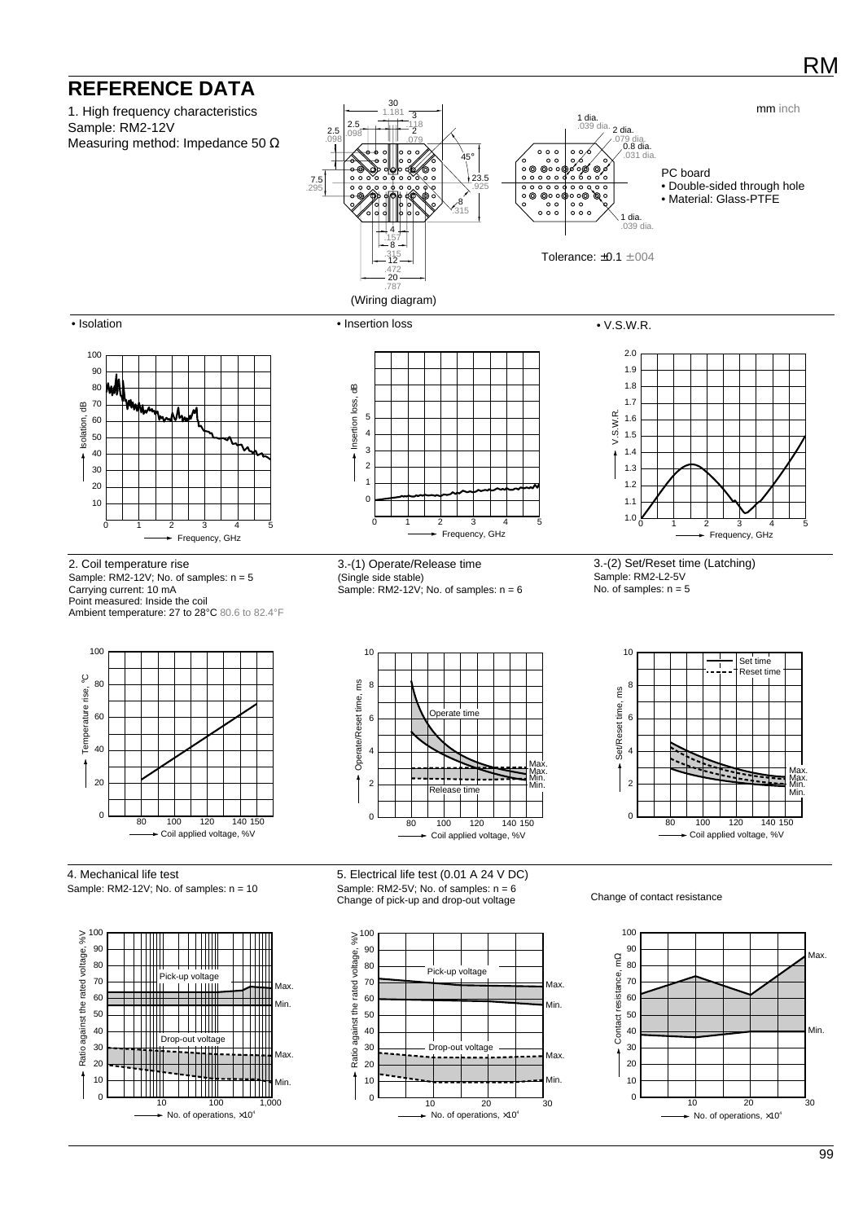# REFERENCE DATA

## 1. High frequency characteristics

Sample: RM2-12V

Measuring method: Impedance 50 Ω

mm inch

(Wiring diagram)

PC board
- Double-sided through hole
- Material: Glass-PTFE

Tolerance: ±0.1 ±.004

- Isolation
- Insertion loss
- V.S.W.R.

## 2. Coil temperature rise

Sample: RM2-12V; No. of samples: n = 5

Carrying current: 10 mA

Point measured: Inside the coil

Ambient temperature: 27 to 28°C 80.6 to 82.4°F

## 3.-(1) Operate/Release time

(Single side stable)

Sample: RM2-12V; No. of samples: n = 6

## 3.-(2) Set/Reset time (Latching)

Sample: RM2-L2-5V

No. of samples: n = 5

## 4. Mechanical life test

Sample: RM2-12V; No. of samples: n = 10

## 5. Electrical life test (0.01 A 24 V DC)

Sample: RM2-5V; No. of samples: n = 6

Change of pick-up and drop-out voltage

Change of contact resistance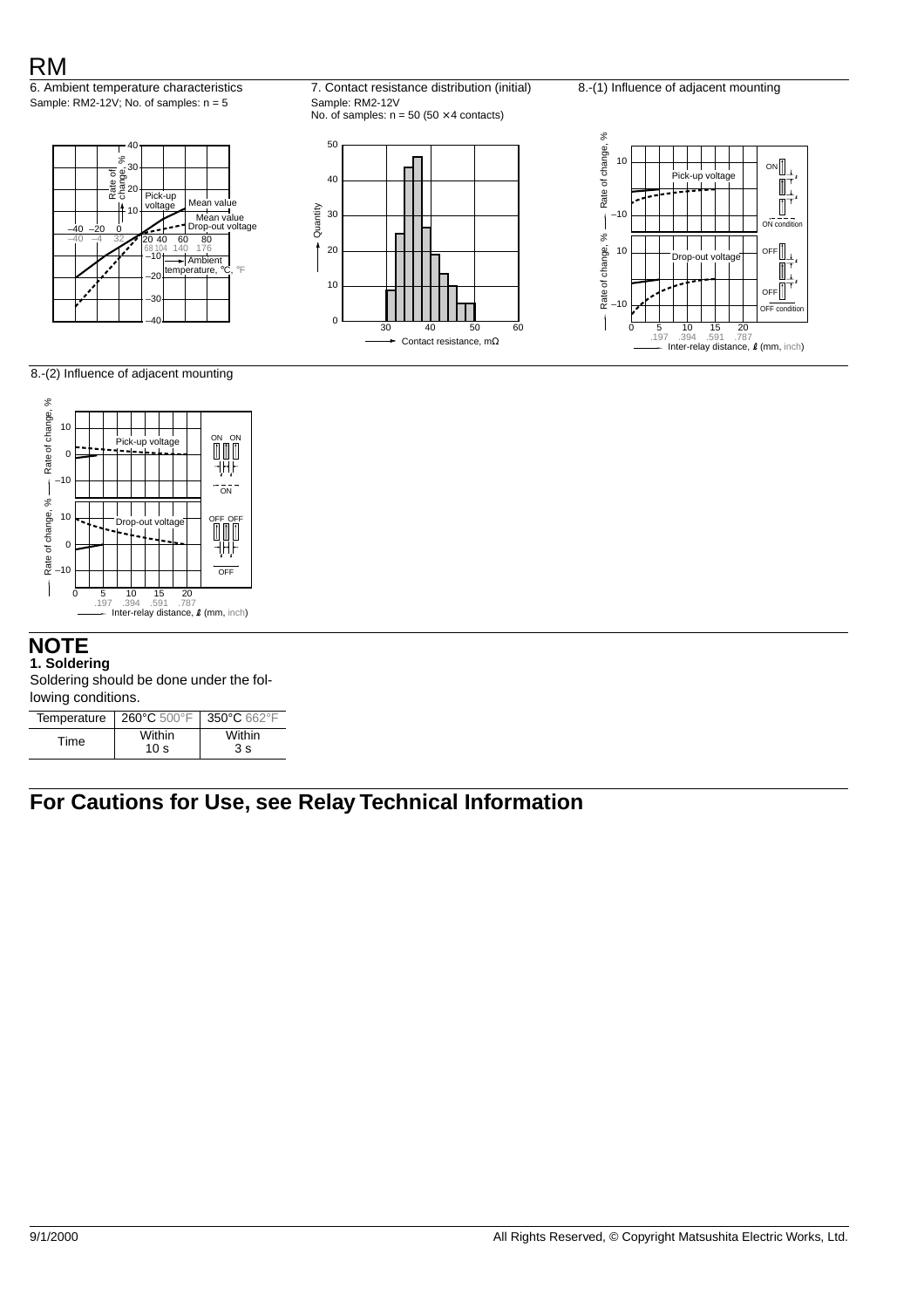6. Ambient temperature characteristics

Sample: RM2-12V; No. of samples: n = 5

40
30
20
10
Rate of change, %
Pick-up voltage
Mean value
Mean value
Drop-out voltage
–40 –20 0
–40 –4 32
20 40 60 80
68 104 140 176
–10
–20
–30
–40
Ambient temperature, °C, °F

7. Contact resistance distribution (initial)

Sample: RM2-12V

No. of samples: n = 50 (50 × 4 contacts)

50
40
30
20
10
0
Quantity
30 40 50 60
Contact resistance, mΩ

8.-(1) Influence of adjacent mounting

Rate of change, %
10
Pick-up voltage
–10
ON
ON condition
Rate of change, %
10
Drop-out voltage
–10
OFF
OFF
OFF condition
0 5 10 15 20
.197 .394 .591 .787
Inter-relay distance, ℓ (mm, inch)

8.-(2) Influence of adjacent mounting

Rate of change, %
10
0
–10
Pick-up voltage
ON ON
ON
Rate of change, %
10
0
–10
Drop-out voltage
OFF OFF
OFF
0 5 10 15 20
.197 .394 .591 .787
Inter-relay distance, ℓ (mm, inch)

## NOTE

**1. Soldering**

Soldering should be done under the following conditions.

| Temperature | 260°C 500°F | 350°C 662°F |
|---|---|---|
| Time | Within 10 s | Within 3 s |

## For Cautions for Use, see Relay Technical Information